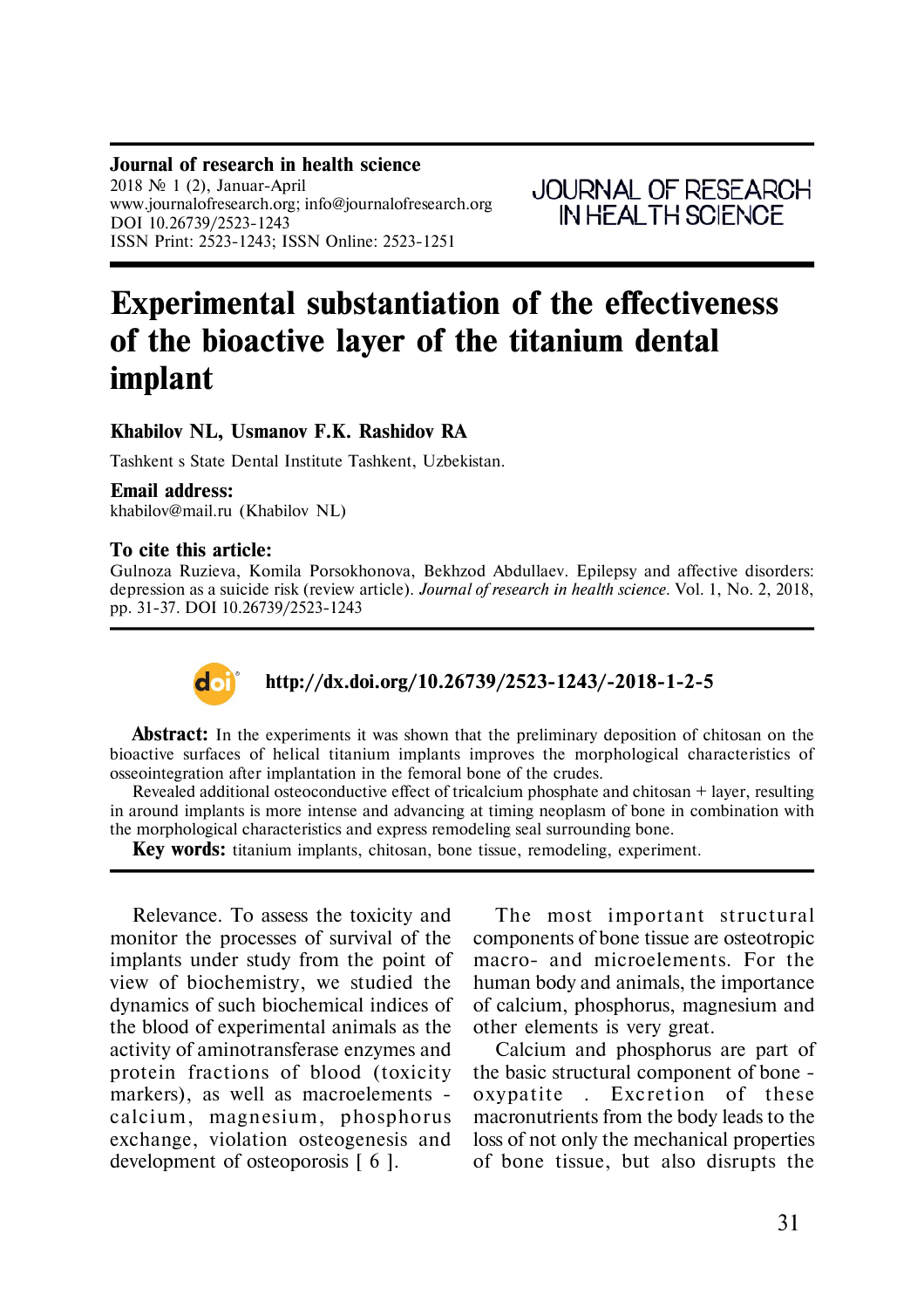**Journal of research in health science**
2018 № 1 (2), Januar-April
www.journalofresearch.org; info@journalofresearch.org
DOI 10.26739/2523-1243
ISSN Print: 2523-1243; ISSN Online: 2523-1251

JOURNAL OF RESEARCH IN HEALTH SCIENCE

# Experimental substantiation of the effectiveness of the bioactive layer of the titanium dental implant

**Khabilov NL, Usmanov F.K. Rashidov RA**

Tashkent s State Dental Institute Tashkent, Uzbekistan.

**Email address:**
khabilov@mail.ru (Khabilov NL)

**To cite this article:**
Gulnoza Ruzieva, Komila Porsokhonova, Bekhzod Abdullaev. Epilepsy and affective disorders: depression as a suicide risk (review article). *Journal of research in health science*. Vol. 1, No. 2, 2018, pp. 31-37. DOI 10.26739/2523-1243

**http://dx.doi.org/10.26739/2523-1243/-2018-1-2-5**

**Abstract:** In the experiments it was shown that the preliminary deposition of chitosan on the bioactive surfaces of helical titanium implants improves the morphological characteristics of osseointegration after implantation in the femoral bone of the crudes.

Revealed additional osteoconductive effect of tricalcium phosphate and chitosan + layer, resulting in around implants is more intense and advancing at timing neoplasm of bone in combination with the morphological characteristics and express remodeling seal surrounding bone.

**Key words:** titanium implants, chitosan, bone tissue, remodeling, experiment.

Relevance. To assess the toxicity and monitor the processes of survival of the implants under study from the point of view of biochemistry, we studied the dynamics of such biochemical indices of the blood of experimental animals as the activity of aminotransferase enzymes and protein fractions of blood (toxicity markers), as well as macroelements - calcium, magnesium, phosphorus exchange, violation osteogenesis and development of osteoporosis [ 6 ].

The most important structural components of bone tissue are osteotropic macro- and microelements. For the human body and animals, the importance of calcium, phosphorus, magnesium and other elements is very great.

Calcium and phosphorus are part of the basic structural component of bone - oxypatite . Excretion of these macronutrients from the body leads to the loss of not only the mechanical properties of bone tissue, but also disrupts the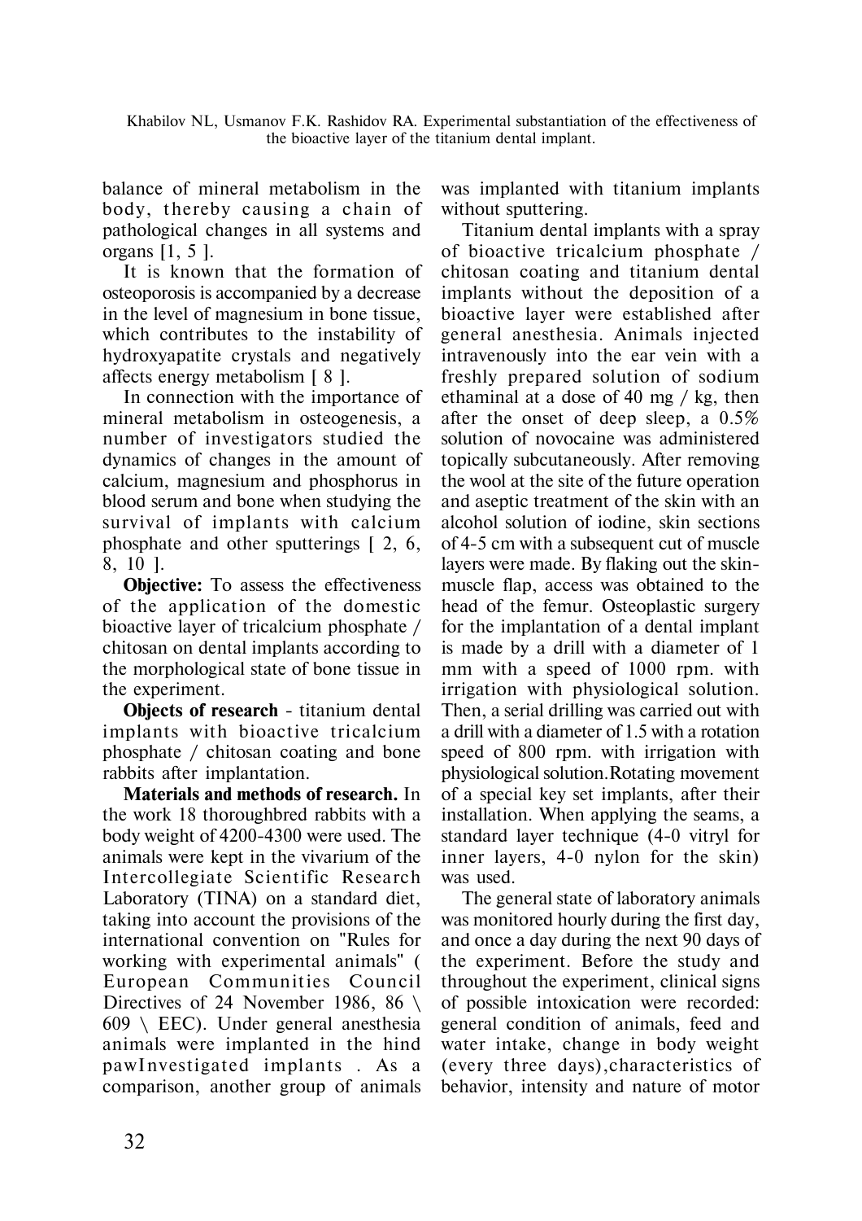balance of mineral metabolism in the body, thereby causing a chain of pathological changes in all systems and organs [1, 5 ].

It is known that the formation of osteoporosis is accompanied by a decrease in the level of magnesium in bone tissue, which contributes to the instability of hydroxyapatite crystals and negatively affects energy metabolism [ 8 ].

In connection with the importance of mineral metabolism in osteogenesis, a number of investigators studied the dynamics of changes in the amount of calcium, magnesium and phosphorus in blood serum and bone when studying the survival of implants with calcium phosphate and other sputterings [ 2, 6, 8, 10 ].

**Objective:** To assess the effectiveness of the application of the domestic bioactive layer of tricalcium phosphate / chitosan on dental implants according to the morphological state of bone tissue in the experiment.

**Objects of research** - titanium dental implants with bioactive tricalcium phosphate / chitosan coating and bone rabbits after implantation.

**Materials and methods of research.** In the work 18 thoroughbred rabbits with a body weight of 4200-4300 were used. The animals were kept in the vivarium of the Intercollegiate Scientific Research Laboratory (TINA) on a standard diet, taking into account the provisions of the international convention on "Rules for working with experimental animals" ( European Communities Council Directives of 24 November 1986, 86 \ 609 \ EEC). Under general anesthesia animals were implanted in the hind pawInvestigated implants . As a comparison, another group of animals was implanted with titanium implants without sputtering.

Titanium dental implants with a spray of bioactive tricalcium phosphate / chitosan coating and titanium dental implants without the deposition of a bioactive layer were established after general anesthesia. Animals injected intravenously into the ear vein with a freshly prepared solution of sodium ethaminal at a dose of 40 mg / kg, then after the onset of deep sleep, a 0.5% solution of novocaine was administered topically subcutaneously. After removing the wool at the site of the future operation and aseptic treatment of the skin with an alcohol solution of iodine, skin sections of 4-5 cm with a subsequent cut of muscle layers were made. By flaking out the skin-muscle flap, access was obtained to the head of the femur. Osteoplastic surgery for the implantation of a dental implant is made by a drill with a diameter of 1 mm with a speed of 1000 rpm. with irrigation with physiological solution. Then, a serial drilling was carried out with a drill with a diameter of 1.5 with a rotation speed of 800 rpm. with irrigation with physiological solution.Rotating movement of a special key set implants, after their installation. When applying the seams, a standard layer technique (4-0 vitryl for inner layers, 4-0 nylon for the skin) was used.

The general state of laboratory animals was monitored hourly during the first day, and once a day during the next 90 days of the experiment. Before the study and throughout the experiment, clinical signs of possible intoxication were recorded: general condition of animals, feed and water intake, change in body weight (every three days),characteristics of behavior, intensity and nature of motor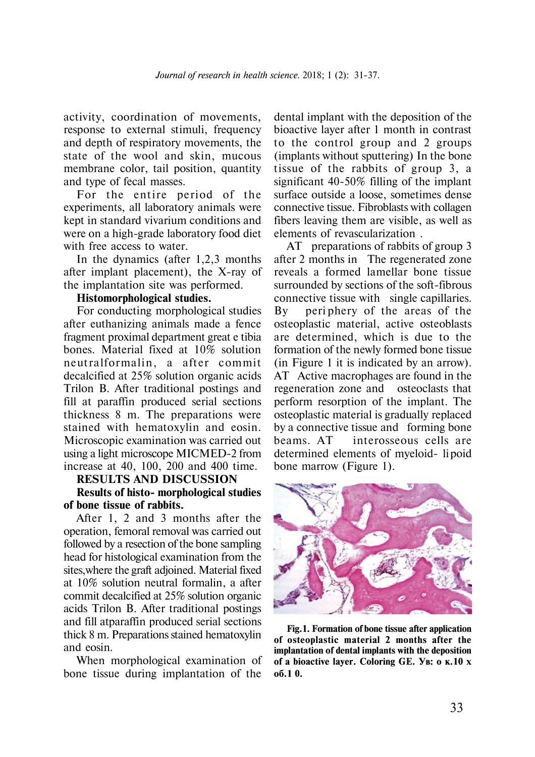activity, coordination of movements, response to external stimuli, frequency and depth of respiratory movements, the state of the wool and skin, mucous membrane color, tail position, quantity and type of fecal masses.

For the entire period of the experiments, all laboratory animals were kept in standard vivarium conditions and were on a high-grade laboratory food diet with free access to water.

In the dynamics (after 1,2,3 months after implant placement), the X-ray of the implantation site was performed.

**Histomorphological studies.**

For conducting morphological studies after euthanizing animals made a fence fragment proximal department great e tibia bones. Material fixed at 10% solution neutralformalin, a after commit decalcified at 25% solution organic acids Trilon B. After traditional postings and fill at paraffin produced serial sections thickness 8 m. The preparations were stained with hematoxylin and eosin. Microscopic examination was carried out using a light microscope MICMED-2 from increase at 40, 100, 200 and 400 time.

**RESULTS AND DISCUSSION**

**Results of histo- morphological studies of bone tissue of rabbits.**

After 1, 2 and 3 months after the operation, femoral removal was carried out followed by a resection of the bone sampling head for histological examination from the sites,where the graft adjoined. Material fixed at 10% solution neutral formalin, a after commit decalcified at 25% solution organic acids Trilon B. After traditional postings and fill atparaffin produced serial sections thick 8 m. Preparations stained hematoxylin and eosin.

When morphological examination of bone tissue during implantation of the dental implant with the deposition of the bioactive layer after 1 month in contrast to the control group and 2 groups (implants without sputtering) In the bone tissue of the rabbits of group 3, a significant 40-50% filling of the implant surface outside a loose, sometimes dense connective tissue. Fibroblasts with collagen fibers leaving them are visible, as well as elements of revascularization .

AT preparations of rabbits of group 3 after 2 months in The regenerated zone reveals a formed lamellar bone tissue surrounded by sections of the soft-fibrous connective tissue with single capillaries. By periphery of the areas of the osteoplastic material, active osteoblasts are determined, which is due to the formation of the newly formed bone tissue (in Figure 1 it is indicated by an arrow). AT Active macrophages are found in the regeneration zone and osteoclasts that perform resorption of the implant. The osteoplastic material is gradually replaced by a connective tissue and forming bone beams. AT interosseous cells are determined elements of myeloid- lipoid bone marrow (Figure 1).

**Fig.1. Formation of bone tissue after application of osteoplastic material 2 months after the implantation of dental implants with the deposition of a bioactive layer. Coloring GE. Ув: о к.10 х об.1 0.**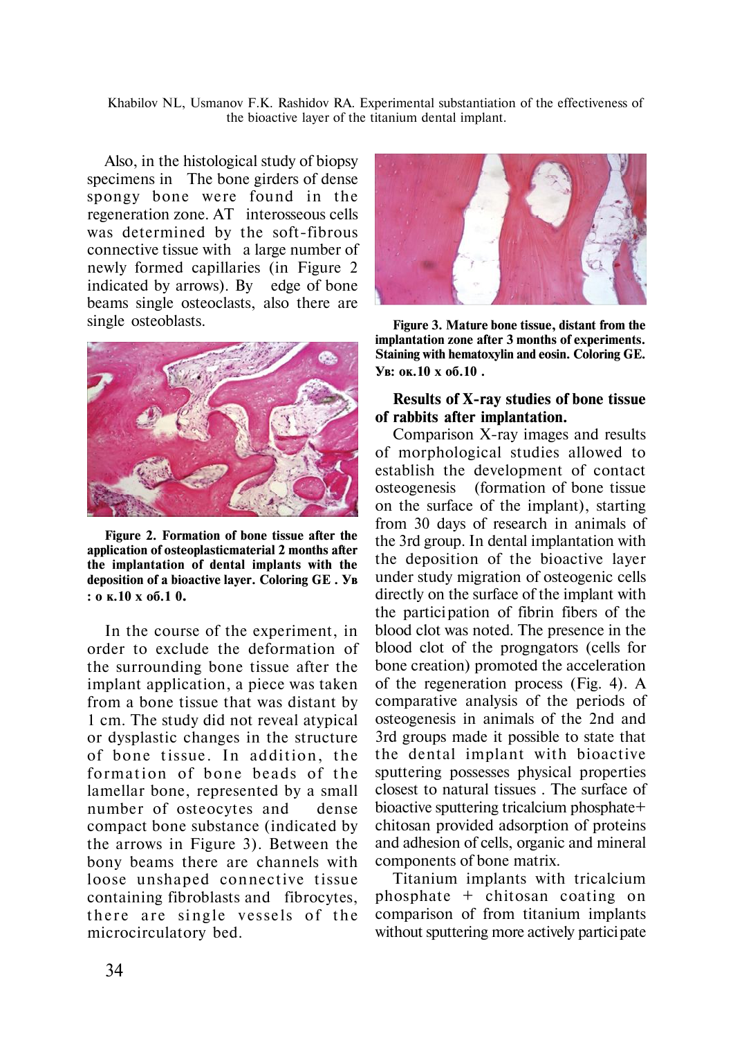Also, in the histological study of biopsy specimens in The bone girders of dense spongy bone were found in the regeneration zone. AT interosseous cells was determined by the soft-fibrous connective tissue with a large number of newly formed capillaries (in Figure 2 indicated by arrows). By edge of bone beams single osteoclasts, also there are single osteoblasts.

**Figure 2. Formation of bone tissue after the application of osteoplasticmaterial 2 months after the implantation of dental implants with the deposition of a bioactive layer. Coloring GE . Ув : о к.10 x об.1 0.**

In the course of the experiment, in order to exclude the deformation of the surrounding bone tissue after the implant application, a piece was taken from a bone tissue that was distant by 1 cm. The study did not reveal atypical or dysplastic changes in the structure of bone tissue. In addition, the formation of bone beads of the lamellar bone, represented by a small number of osteocytes and dense compact bone substance (indicated by the arrows in Figure 3). Between the bony beams there are channels with loose unshaped connective tissue containing fibroblasts and fibrocytes, there are single vessels of the microcirculatory bed.

**Figure 3. Mature bone tissue, distant from the implantation zone after 3 months of experiments. Staining with hematoxylin and eosin. Coloring GE. Ув: ок.10 x об.10 .**

## Results of X-ray studies of bone tissue of rabbits after implantation.

Comparison X-ray images and results of morphological studies allowed to establish the development of contact osteogenesis (formation of bone tissue on the surface of the implant), starting from 30 days of research in animals of the 3rd group. In dental implantation with the deposition of the bioactive layer under study migration of osteogenic cells directly on the surface of the implant with the participation of fibrin fibers of the blood clot was noted. The presence in the blood clot of the progngators (cells for bone creation) promoted the acceleration of the regeneration process (Fig. 4). A comparative analysis of the periods of osteogenesis in animals of the 2nd and 3rd groups made it possible to state that the dental implant with bioactive sputtering possesses physical properties closest to natural tissues . The surface of bioactive sputtering tricalcium phosphate+ chitosan provided adsorption of proteins and adhesion of cells, organic and mineral components of bone matrix.

Titanium implants with tricalcium phosphate + chitosan coating on comparison of from titanium implants without sputtering more actively participate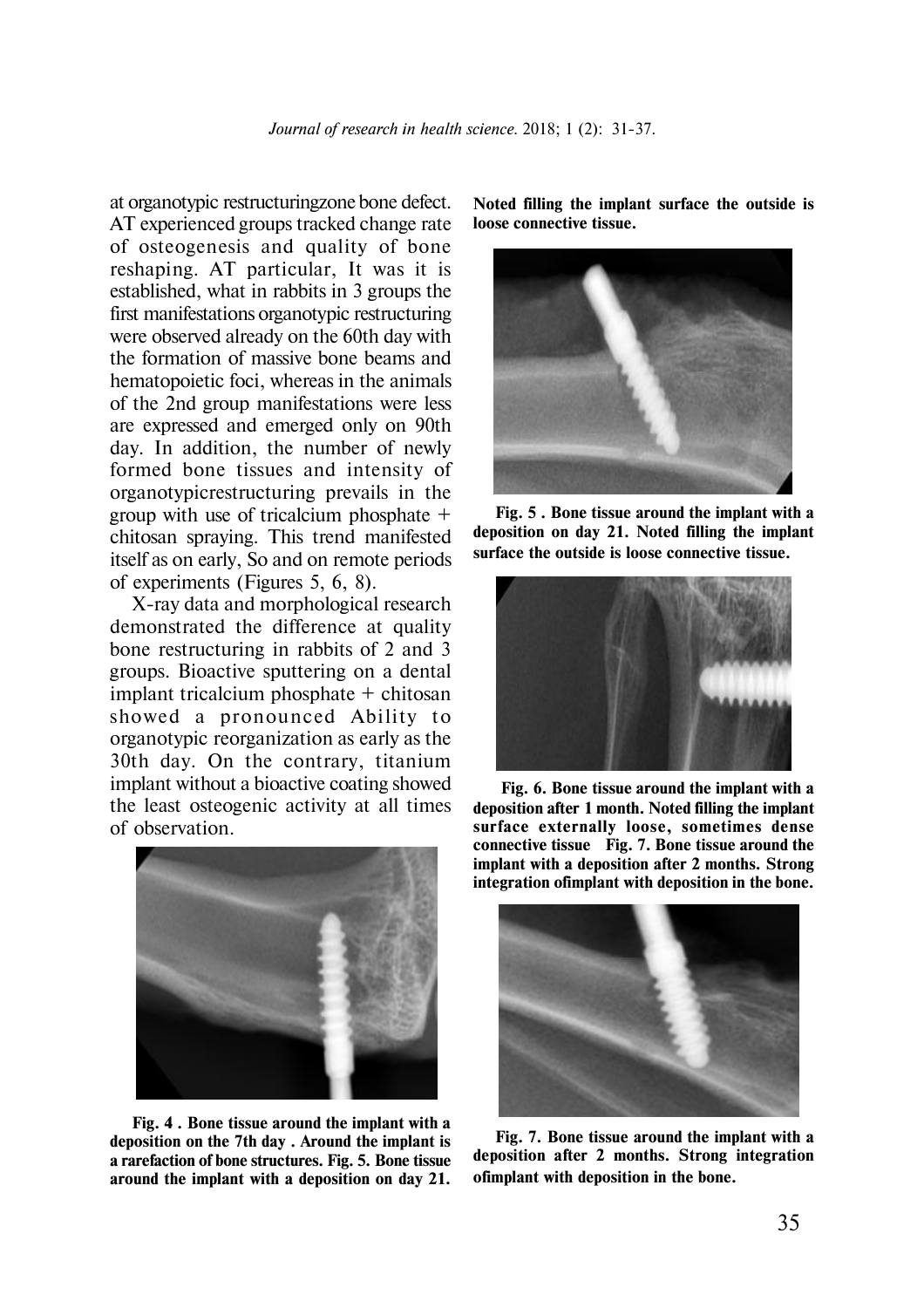at organotypic restructuringzone bone defect. AT experienced groups tracked change rate of osteogenesis and quality of bone reshaping. AT particular, It was it is established, what in rabbits in 3 groups the first manifestations organotypic restructuring were observed already on the 60th day with the formation of massive bone beams and hematopoietic foci, whereas in the animals of the 2nd group manifestations were less are expressed and emerged only on 90th day. In addition, the number of newly formed bone tissues and intensity of organotypicrestructuring prevails in the group with use of tricalcium phosphate + chitosan spraying. This trend manifested itself as on early, So and on remote periods of experiments (Figures 5, 6, 8).

X-ray data and morphological research demonstrated the difference at quality bone restructuring in rabbits of 2 and 3 groups. Bioactive sputtering on a dental implant tricalcium phosphate + chitosan showed a pronounced Ability to organotypic reorganization as early as the 30th day. On the contrary, titanium implant without a bioactive coating showed the least osteogenic activity at all times of observation.

**Fig. 4 . Bone tissue around the implant with a deposition on the 7th day . Around the implant is a rarefaction of bone structures. Fig. 5. Bone tissue around the implant with a deposition on day 21. Noted filling the implant surface the outside is loose connective tissue.**

**Fig. 5 . Bone tissue around the implant with a deposition on day 21. Noted filling the implant surface the outside is loose connective tissue.**

**Fig. 6. Bone tissue around the implant with a deposition after 1 month. Noted filling the implant surface externally loose, sometimes dense connective tissue Fig. 7. Bone tissue around the implant with a deposition after 2 months. Strong integration ofimplant with deposition in the bone.**

**Fig. 7. Bone tissue around the implant with a deposition after 2 months. Strong integration ofimplant with deposition in the bone.**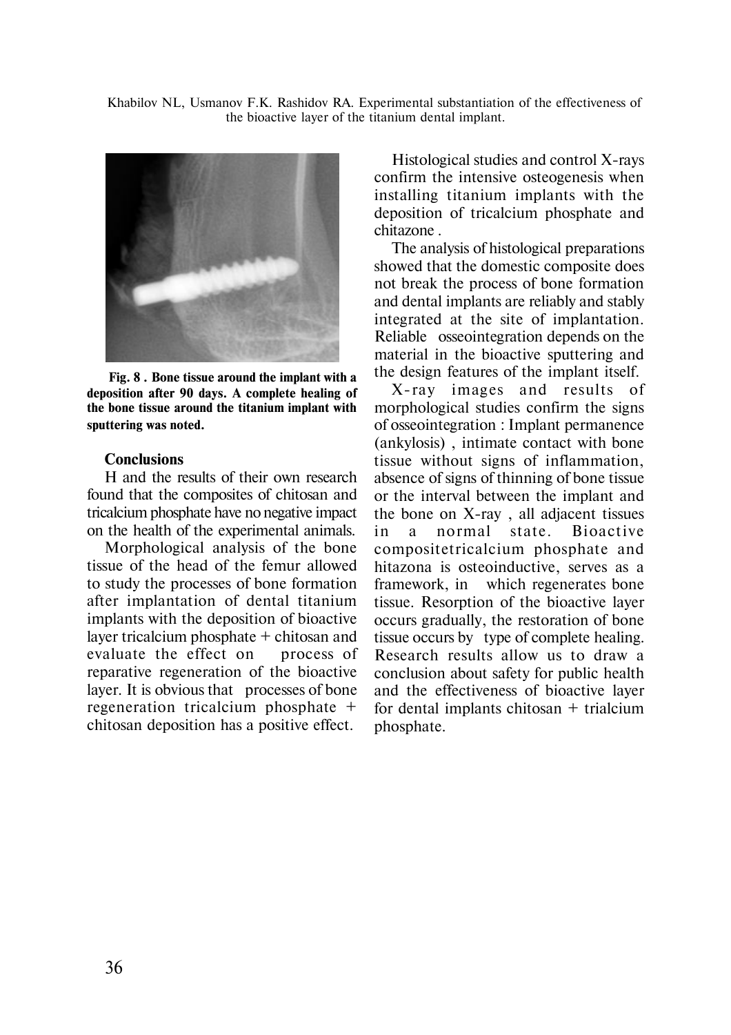**Fig. 8 . Bone tissue around the implant with a deposition after 90 days. A complete healing of the bone tissue around the titanium implant with sputtering was noted.**

## Conclusions

H and the results of their own research found that the composites of chitosan and tricalcium phosphate have no negative impact on the health of the experimental animals.

Morphological analysis of the bone tissue of the head of the femur allowed to study the processes of bone formation after implantation of dental titanium implants with the deposition of bioactive layer tricalcium phosphate + chitosan and evaluate the effect on process of reparative regeneration of the bioactive layer. It is obvious that processes of bone regeneration tricalcium phosphate + chitosan deposition has a positive effect.

Histological studies and control X-rays confirm the intensive osteogenesis when installing titanium implants with the deposition of tricalcium phosphate and chitazone .

The analysis of histological preparations showed that the domestic composite does not break the process of bone formation and dental implants are reliably and stably integrated at the site of implantation. Reliable osseointegration depends on the material in the bioactive sputtering and the design features of the implant itself.

X-ray images and results of morphological studies confirm the signs of osseointegration : Implant permanence (ankylosis) , intimate contact with bone tissue without signs of inflammation, absence of signs of thinning of bone tissue or the interval between the implant and the bone on X-ray , all adjacent tissues in a normal state. Bioactive compositetricalcium phosphate and hitazona is osteoinductive, serves as a framework, in which regenerates bone tissue. Resorption of the bioactive layer occurs gradually, the restoration of bone tissue occurs by type of complete healing. Research results allow us to draw a conclusion about safety for public health and the effectiveness of bioactive layer for dental implants chitosan + trialcium phosphate.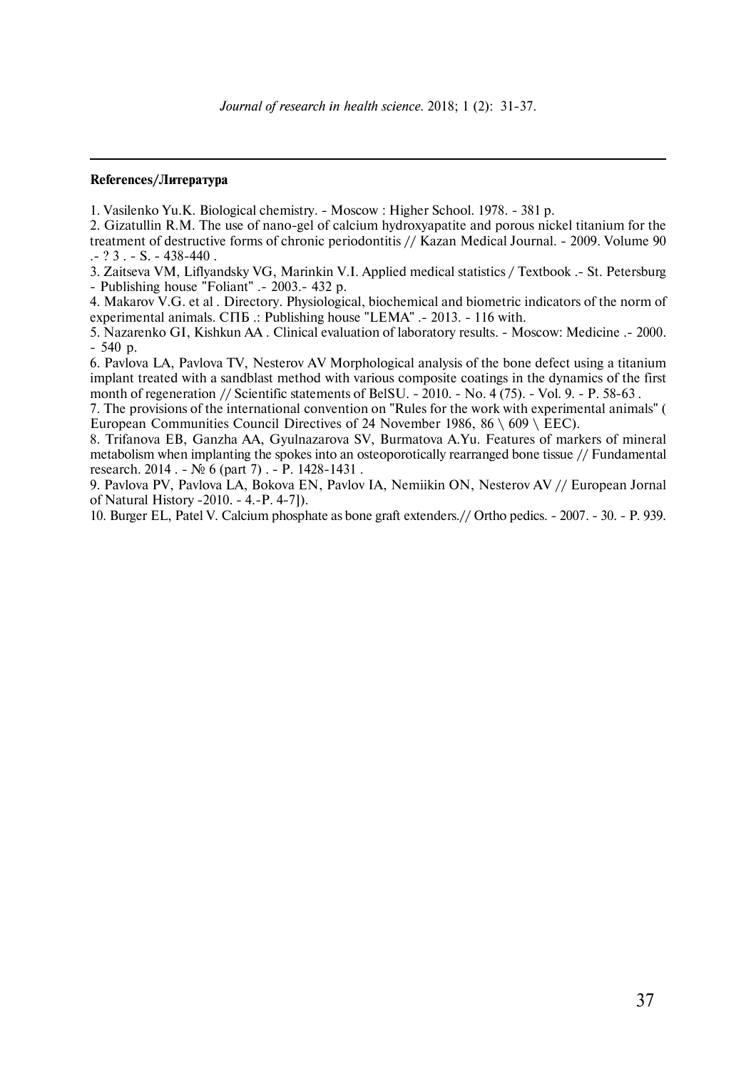**References/Литература**

1. Vasilenko Yu.K. Biological chemistry. - Moscow : Higher School. 1978. - 381 p.
2. Gizatullin R.M. The use of nano-gel of calcium hydroxyapatite and porous nickel titanium for the treatment of destructive forms of chronic periodontitis // Kazan Medical Journal. - 2009. Volume 90 .- ? 3 . - S. - 438-440 .
3. Zaitseva VM, Liflyandsky VG, Marinkin V.I. Applied medical statistics / Textbook .- St. Petersburg - Publishing house "Foliant" .- 2003.- 432 p.
4. Makarov V.G. et al . Directory. Physiological, biochemical and biometric indicators of the norm of experimental animals. СПБ .: Publishing house "LEMA" .- 2013. - 116 with.
5. Nazarenko GI, Kishkun AA . Clinical evaluation of laboratory results. - Moscow: Medicine .- 2000. - 540 p.
6. Pavlova LA, Pavlova TV, Nesterov AV Morphological analysis of the bone defect using a titanium implant treated with a sandblast method with various composite coatings in the dynamics of the first month of regeneration // Scientific statements of BelSU. - 2010. - No. 4 (75). - Vol. 9. - P. 58-63 .
7. The provisions of the international convention on "Rules for the work with experimental animals" ( European Communities Council Directives of 24 November 1986, 86 \ 609 \ EEC).
8. Trifanova EB, Ganzha AA, Gyulnazarova SV, Burmatova A.Yu. Features of markers of mineral metabolism when implanting the spokes into an osteoporotically rearranged bone tissue // Fundamental research. 2014 . - № 6 (part 7) . - P. 1428-1431 .
9. Pavlova PV, Pavlova LA, Bokova EN, Pavlov IA, Nemiikin ON, Nesterov AV // European Jornal of Natural History -2010. - 4.-P. 4-7]).
10. Burger EL, Patel V. Calcium phosphate as bone graft extenders.// Ortho pedics. - 2007. - 30. - P. 939.